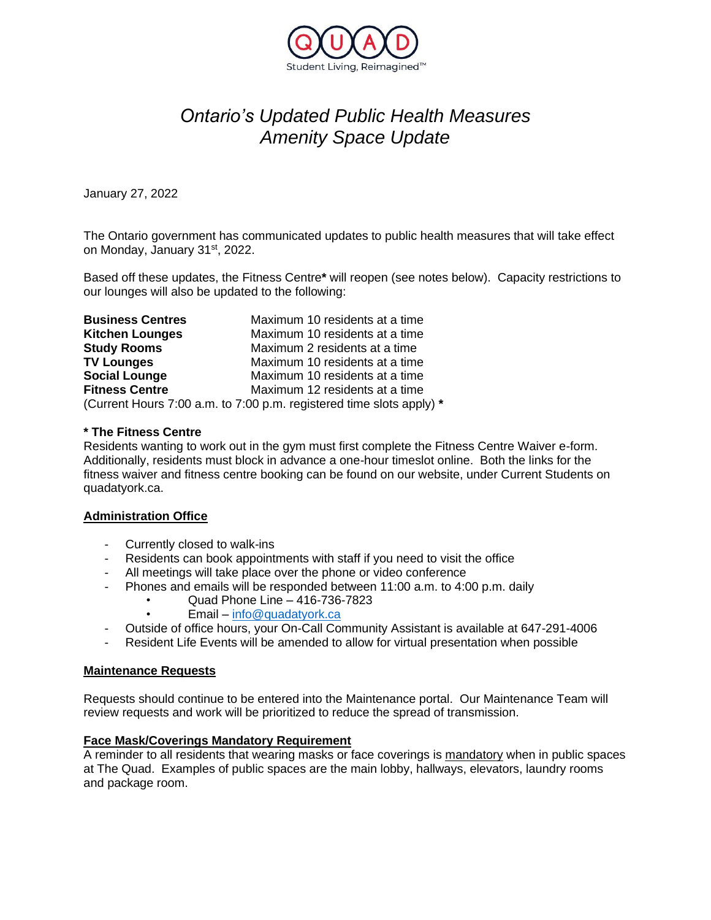QUAD
Student Living, Reimagined™

# *Ontario's Updated Public Health Measures*
# *Amenity Space Update*

January 27, 2022

The Ontario government has communicated updates to public health measures that will take effect on Monday, January 31st, 2022.

Based off these updates, the Fitness Centre* will reopen (see notes below). Capacity restrictions to our lounges will also be updated to the following:

| | |
|---|---|
| **Business Centres** | Maximum 10 residents at a time |
| **Kitchen Lounges** | Maximum 10 residents at a time |
| **Study Rooms** | Maximum 2 residents at a time |
| **TV Lounges** | Maximum 10 residents at a time |
| **Social Lounge** | Maximum 10 residents at a time |
| **Fitness Centre** | Maximum 12 residents at a time |

(Current Hours 7:00 a.m. to 7:00 p.m. registered time slots apply) *

**\* The Fitness Centre**
Residents wanting to work out in the gym must first complete the Fitness Centre Waiver e-form. Additionally, residents must block in advance a one-hour timeslot online. Both the links for the fitness waiver and fitness centre booking can be found on our website, under Current Students on quadatyork.ca.

## Administration Office

- Currently closed to walk-ins
- Residents can book appointments with staff if you need to visit the office
- All meetings will take place over the phone or video conference
- Phones and emails will be responded between 11:00 a.m. to 4:00 p.m. daily
  - Quad Phone Line – 416-736-7823
  - Email – info@quadatyork.ca
- Outside of office hours, your On-Call Community Assistant is available at 647-291-4006
- Resident Life Events will be amended to allow for virtual presentation when possible

## Maintenance Requests

Requests should continue to be entered into the Maintenance portal. Our Maintenance Team will review requests and work will be prioritized to reduce the spread of transmission.

## Face Mask/Coverings Mandatory Requirement

A reminder to all residents that wearing masks or face coverings is mandatory when in public spaces at The Quad. Examples of public spaces are the main lobby, hallways, elevators, laundry rooms and package room.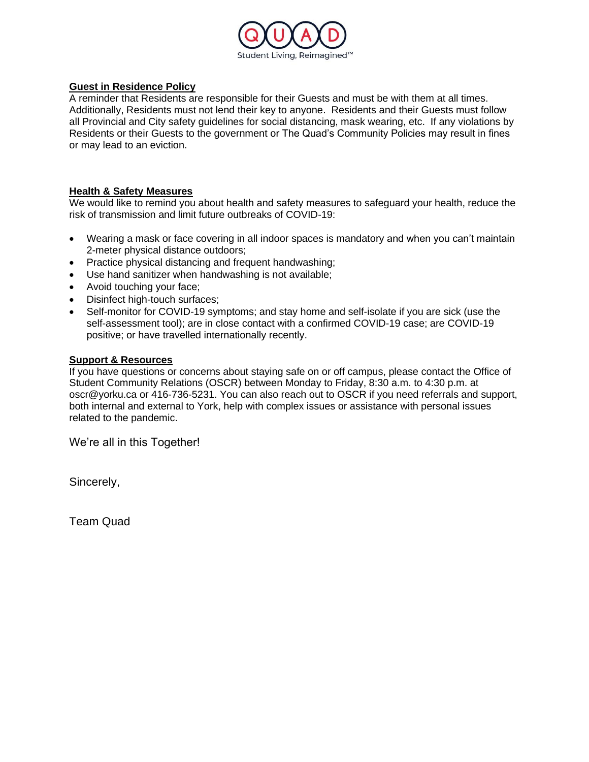QUAD

Student Living, Reimagined™

**Guest in Residence Policy**

A reminder that Residents are responsible for their Guests and must be with them at all times. Additionally, Residents must not lend their key to anyone. Residents and their Guests must follow all Provincial and City safety guidelines for social distancing, mask wearing, etc. If any violations by Residents or their Guests to the government or The Quad's Community Policies may result in fines or may lead to an eviction.

**Health & Safety Measures**

We would like to remind you about health and safety measures to safeguard your health, reduce the risk of transmission and limit future outbreaks of COVID-19:

- Wearing a mask or face covering in all indoor spaces is mandatory and when you can't maintain 2-meter physical distance outdoors;
- Practice physical distancing and frequent handwashing;
- Use hand sanitizer when handwashing is not available;
- Avoid touching your face;
- Disinfect high-touch surfaces;
- Self-monitor for COVID-19 symptoms; and stay home and self-isolate if you are sick (use the self-assessment tool); are in close contact with a confirmed COVID-19 case; are COVID-19 positive; or have travelled internationally recently.

**Support & Resources**

If you have questions or concerns about staying safe on or off campus, please contact the Office of Student Community Relations (OSCR) between Monday to Friday, 8:30 a.m. to 4:30 p.m. at oscr@yorku.ca or 416-736-5231. You can also reach out to OSCR if you need referrals and support, both internal and external to York, help with complex issues or assistance with personal issues related to the pandemic.

We're all in this Together!

Sincerely,

Team Quad